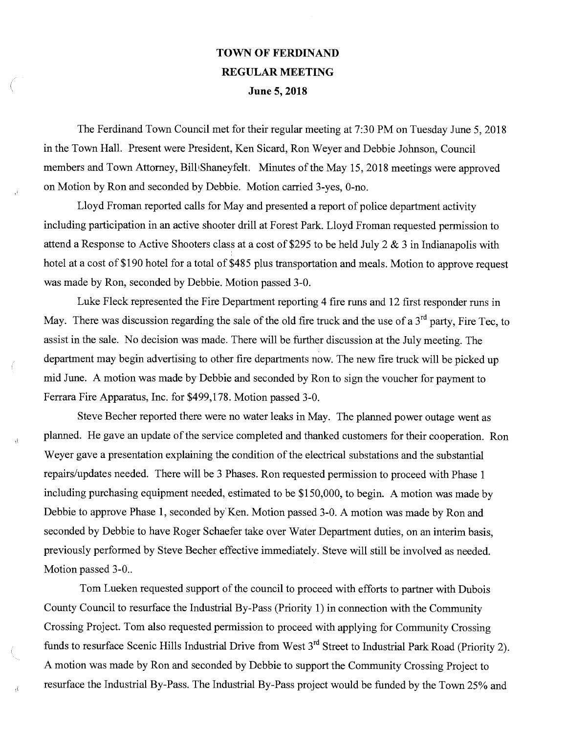**TOWN OF FERDINAND**
**REGULAR MEETING**
**June 5, 2018**

The Ferdinand Town Council met for their regular meeting at 7:30 PM on Tuesday June 5, 2018 in the Town Hall. Present were President, Ken Sicard, Ron Weyer and Debbie Johnson, Council members and Town Attorney, Bill Shaneyfelt. Minutes of the May 15, 2018 meetings were approved on Motion by Ron and seconded by Debbie. Motion carried 3-yes, 0-no.

Lloyd Froman reported calls for May and presented a report of police department activity including participation in an active shooter drill at Forest Park. Lloyd Froman requested permission to attend a Response to Active Shooters class at a cost of $295 to be held July 2 & 3 in Indianapolis with hotel at a cost of $190 hotel for a total of $485 plus transportation and meals. Motion to approve request was made by Ron, seconded by Debbie. Motion passed 3-0.

Luke Fleck represented the Fire Department reporting 4 fire runs and 12 first responder runs in May. There was discussion regarding the sale of the old fire truck and the use of a 3rd party, Fire Tec, to assist in the sale. No decision was made. There will be further discussion at the July meeting. The department may begin advertising to other fire departments now. The new fire truck will be picked up mid June. A motion was made by Debbie and seconded by Ron to sign the voucher for payment to Ferrara Fire Apparatus, Inc. for $499,178. Motion passed 3-0.

Steve Becher reported there were no water leaks in May. The planned power outage went as planned. He gave an update of the service completed and thanked customers for their cooperation. Ron Weyer gave a presentation explaining the condition of the electrical substations and the substantial repairs/updates needed. There will be 3 Phases. Ron requested permission to proceed with Phase 1 including purchasing equipment needed, estimated to be $150,000, to begin. A motion was made by Debbie to approve Phase 1, seconded by Ken. Motion passed 3-0. A motion was made by Ron and seconded by Debbie to have Roger Schaefer take over Water Department duties, on an interim basis, previously performed by Steve Becher effective immediately. Steve will still be involved as needed. Motion passed 3-0..

Tom Lueken requested support of the council to proceed with efforts to partner with Dubois County Council to resurface the Industrial By-Pass (Priority 1) in connection with the Community Crossing Project. Tom also requested permission to proceed with applying for Community Crossing funds to resurface Scenic Hills Industrial Drive from West 3rd Street to Industrial Park Road (Priority 2). A motion was made by Ron and seconded by Debbie to support the Community Crossing Project to resurface the Industrial By-Pass. The Industrial By-Pass project would be funded by the Town 25% and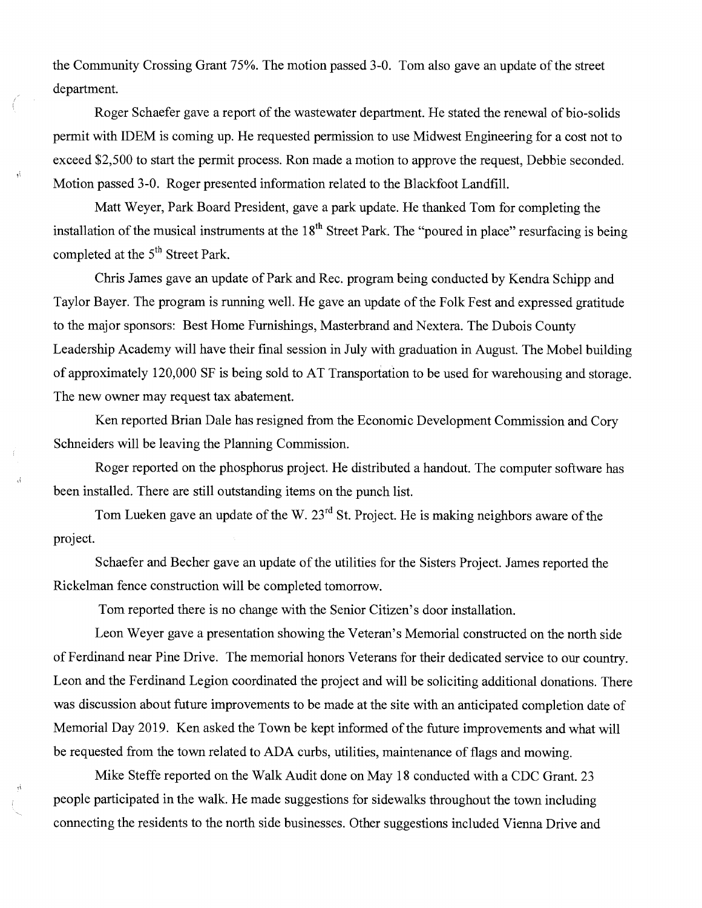the Community Crossing Grant 75%. The motion passed 3-0. Tom also gave an update of the street department.

Roger Schaefer gave a report of the wastewater department. He stated the renewal of bio-solids permit with IDEM is coming up. He requested permission to use Midwest Engineering for a cost not to exceed $2,500 to start the permit process. Ron made a motion to approve the request, Debbie seconded. Motion passed 3-0. Roger presented information related to the Blackfoot Landfill.

Matt Weyer, Park Board President, gave a park update. He thanked Tom for completing the installation of the musical instruments at the 18th Street Park. The "poured in place" resurfacing is being completed at the 5th Street Park.

Chris James gave an update of Park and Rec. program being conducted by Kendra Schipp and Taylor Bayer. The program is running well. He gave an update of the Folk Fest and expressed gratitude to the major sponsors: Best Home Furnishings, Masterbrand and Nextera. The Dubois County Leadership Academy will have their final session in July with graduation in August. The Mobel building of approximately 120,000 SF is being sold to AT Transportation to be used for warehousing and storage. The new owner may request tax abatement.

Ken reported Brian Dale has resigned from the Economic Development Commission and Cory Schneiders will be leaving the Planning Commission.

Roger reported on the phosphorus project. He distributed a handout. The computer software has been installed. There are still outstanding items on the punch list.

Tom Lueken gave an update of the W. 23rd St. Project. He is making neighbors aware of the project.

Schaefer and Becher gave an update of the utilities for the Sisters Project. James reported the Rickelman fence construction will be completed tomorrow.

Tom reported there is no change with the Senior Citizen's door installation.

Leon Weyer gave a presentation showing the Veteran's Memorial constructed on the north side of Ferdinand near Pine Drive. The memorial honors Veterans for their dedicated service to our country. Leon and the Ferdinand Legion coordinated the project and will be soliciting additional donations. There was discussion about future improvements to be made at the site with an anticipated completion date of Memorial Day 2019. Ken asked the Town be kept informed of the future improvements and what will be requested from the town related to ADA curbs, utilities, maintenance of flags and mowing.

Mike Steffe reported on the Walk Audit done on May 18 conducted with a CDC Grant. 23 people participated in the walk. He made suggestions for sidewalks throughout the town including connecting the residents to the north side businesses. Other suggestions included Vienna Drive and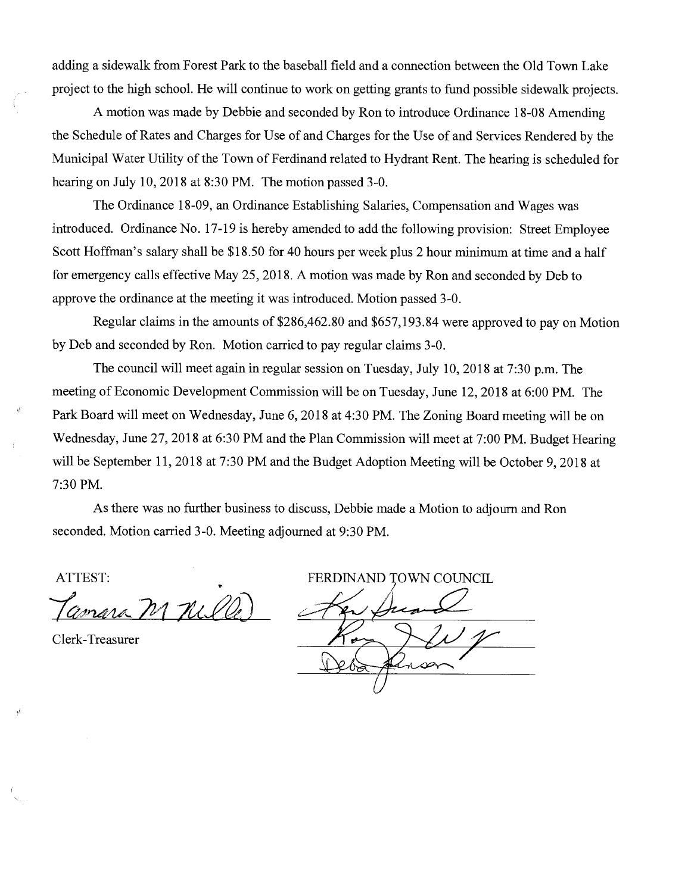adding a sidewalk from Forest Park to the baseball field and a connection between the Old Town Lake project to the high school. He will continue to work on getting grants to fund possible sidewalk projects.

A motion was made by Debbie and seconded by Ron to introduce Ordinance 18-08 Amending the Schedule of Rates and Charges for Use of and Charges for the Use of and Services Rendered by the Municipal Water Utility of the Town of Ferdinand related to Hydrant Rent. The hearing is scheduled for hearing on July 10, 2018 at 8:30 PM. The motion passed 3-0.

The Ordinance 18-09, an Ordinance Establishing Salaries, Compensation and Wages was introduced. Ordinance No. 17-19 is hereby amended to add the following provision: Street Employee Scott Hoffman's salary shall be $18.50 for 40 hours per week plus 2 hour minimum at time and a half for emergency calls effective May 25, 2018. A motion was made by Ron and seconded by Deb to approve the ordinance at the meeting it was introduced. Motion passed 3-0.

Regular claims in the amounts of $286,462.80 and $657,193.84 were approved to pay on Motion by Deb and seconded by Ron. Motion carried to pay regular claims 3-0.

The council will meet again in regular session on Tuesday, July 10, 2018 at 7:30 p.m. The meeting of Economic Development Commission will be on Tuesday, June 12, 2018 at 6:00 PM. The Park Board will meet on Wednesday, June 6, 2018 at 4:30 PM. The Zoning Board meeting will be on Wednesday, June 27, 2018 at 6:30 PM and the Plan Commission will meet at 7:00 PM. Budget Hearing will be September 11, 2018 at 7:30 PM and the Budget Adoption Meeting will be October 9, 2018 at 7:30 PM.

As there was no further business to discuss, Debbie made a Motion to adjourn and Ron seconded. Motion carried 3-0. Meeting adjourned at 9:30 PM.

ATTEST:

Tamara M Mille

Clerk-Treasurer

FERDINAND TOWN COUNCIL